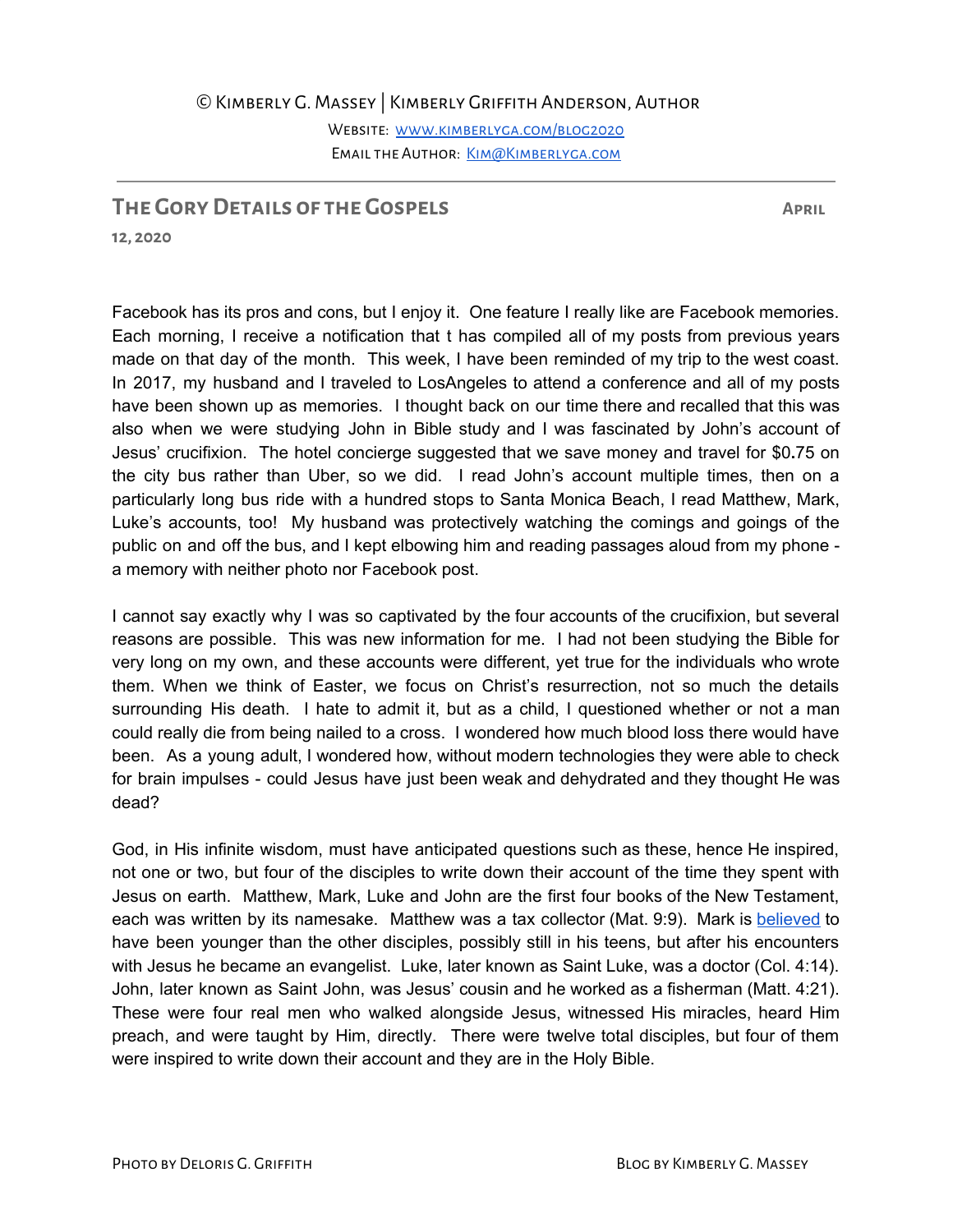© Kimberly G. Massey | Kimberly Griffith Anderson, Author

Website: [www.kimberlyga.com/blog2020](www.kimberlyga.com/blog2020)

Email the Author: [Kim@Kimberlyga.com](mailto:Kim@Kimberlyga.com)

---

## The Gory Details of the Gospels

**April 12, 2020**

Facebook has its pros and cons, but I enjoy it. One feature I really like are Facebook memories. Each morning, I receive a notification that t has compiled all of my posts from previous years made on that day of the month. This week, I have been reminded of my trip to the west coast. In 2017, my husband and I traveled to LosAngeles to attend a conference and all of my posts have been shown up as memories. I thought back on our time there and recalled that this was also when we were studying John in Bible study and I was fascinated by John's account of Jesus' crucifixion. The hotel concierge suggested that we save money and travel for $0.75 on the city bus rather than Uber, so we did. I read John's account multiple times, then on a particularly long bus ride with a hundred stops to Santa Monica Beach, I read Matthew, Mark, Luke's accounts, too! My husband was protectively watching the comings and goings of the public on and off the bus, and I kept elbowing him and reading passages aloud from my phone - a memory with neither photo nor Facebook post.

I cannot say exactly why I was so captivated by the four accounts of the crucifixion, but several reasons are possible. This was new information for me. I had not been studying the Bible for very long on my own, and these accounts were different, yet true for the individuals who wrote them. When we think of Easter, we focus on Christ's resurrection, not so much the details surrounding His death. I hate to admit it, but as a child, I questioned whether or not a man could really die from being nailed to a cross. I wondered how much blood loss there would have been. As a young adult, I wondered how, without modern technologies they were able to check for brain impulses - could Jesus have just been weak and dehydrated and they thought He was dead?

God, in His infinite wisdom, must have anticipated questions such as these, hence He inspired, not one or two, but four of the disciples to write down their account of the time they spent with Jesus on earth. Matthew, Mark, Luke and John are the first four books of the New Testament, each was written by its namesake. Matthew was a tax collector (Mat. 9:9). Mark is believed to have been younger than the other disciples, possibly still in his teens, but after his encounters with Jesus he became an evangelist. Luke, later known as Saint Luke, was a doctor (Col. 4:14). John, later known as Saint John, was Jesus' cousin and he worked as a fisherman (Matt. 4:21). These were four real men who walked alongside Jesus, witnessed His miracles, heard Him preach, and were taught by Him, directly. There were twelve total disciples, but four of them were inspired to write down their account and they are in the Holy Bible.

Photo by Deloris G. Griffith — Blog by Kimberly G. Massey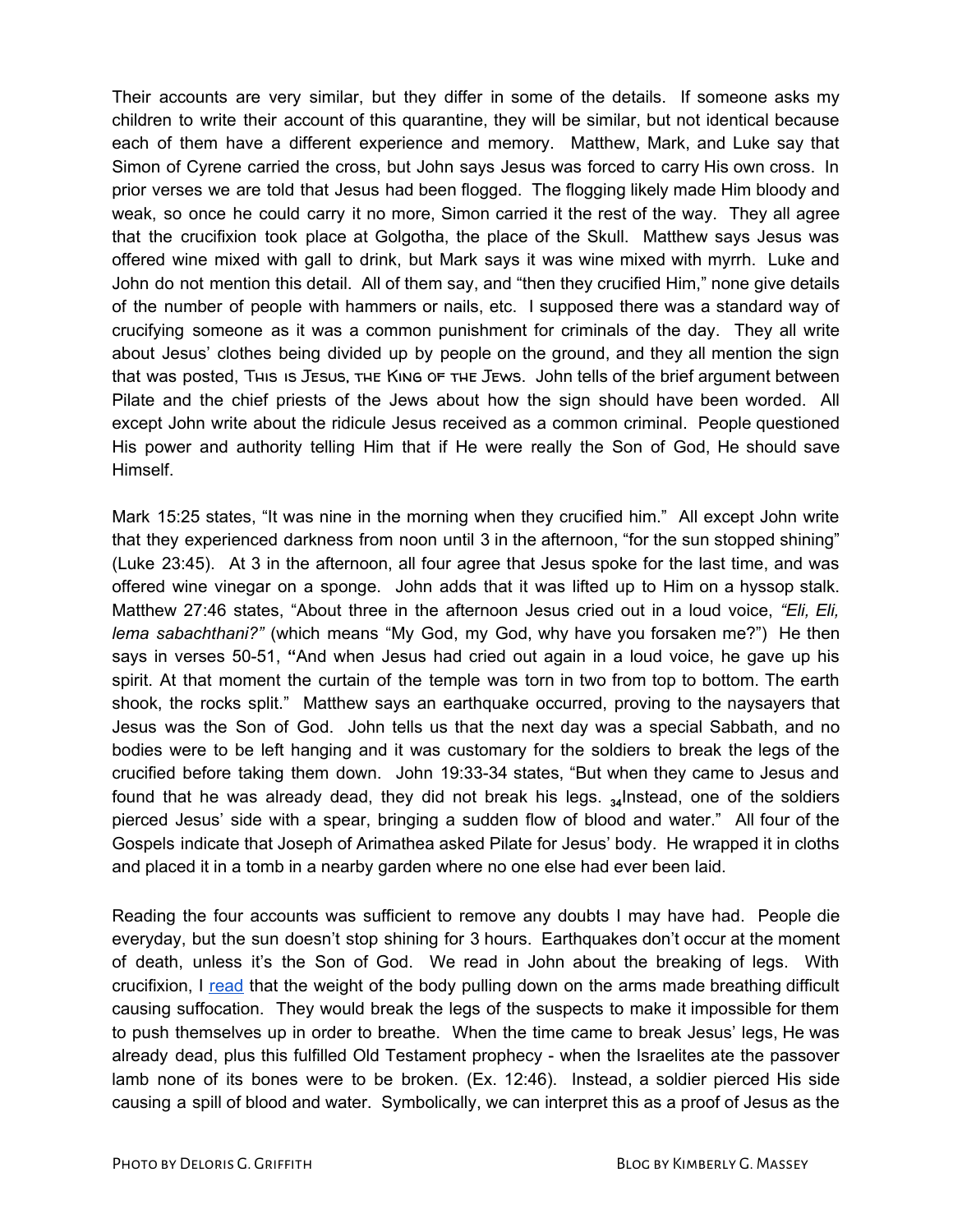Their accounts are very similar, but they differ in some of the details. If someone asks my children to write their account of this quarantine, they will be similar, but not identical because each of them have a different experience and memory. Matthew, Mark, and Luke say that Simon of Cyrene carried the cross, but John says Jesus was forced to carry His own cross. In prior verses we are told that Jesus had been flogged. The flogging likely made Him bloody and weak, so once he could carry it no more, Simon carried it the rest of the way. They all agree that the crucifixion took place at Golgotha, the place of the Skull. Matthew says Jesus was offered wine mixed with gall to drink, but Mark says it was wine mixed with myrrh. Luke and John do not mention this detail. All of them say, and "then they crucified Him," none give details of the number of people with hammers or nails, etc. I supposed there was a standard way of crucifying someone as it was a common punishment for criminals of the day. They all write about Jesus' clothes being divided up by people on the ground, and they all mention the sign that was posted, This is Jesus, the King of the Jews. John tells of the brief argument between Pilate and the chief priests of the Jews about how the sign should have been worded. All except John write about the ridicule Jesus received as a common criminal. People questioned His power and authority telling Him that if He were really the Son of God, He should save Himself.

Mark 15:25 states, "It was nine in the morning when they crucified him." All except John write that they experienced darkness from noon until 3 in the afternoon, "for the sun stopped shining" (Luke 23:45). At 3 in the afternoon, all four agree that Jesus spoke for the last time, and was offered wine vinegar on a sponge. John adds that it was lifted up to Him on a hyssop stalk. Matthew 27:46 states, "About three in the afternoon Jesus cried out in a loud voice, *"Eli, Eli, lema sabachthani?"* (which means "My God, my God, why have you forsaken me?") He then says in verses 50-51, **"**And when Jesus had cried out again in a loud voice, he gave up his spirit. At that moment the curtain of the temple was torn in two from top to bottom. The earth shook, the rocks split." Matthew says an earthquake occurred, proving to the naysayers that Jesus was the Son of God. John tells us that the next day was a special Sabbath, and no bodies were to be left hanging and it was customary for the soldiers to break the legs of the crucified before taking them down. John 19:33-34 states, "But when they came to Jesus and found that he was already dead, they did not break his legs. **34**Instead, one of the soldiers pierced Jesus' side with a spear, bringing a sudden flow of blood and water." All four of the Gospels indicate that Joseph of Arimathea asked Pilate for Jesus' body. He wrapped it in cloths and placed it in a tomb in a nearby garden where no one else had ever been laid.

Reading the four accounts was sufficient to remove any doubts I may have had. People die everyday, but the sun doesn't stop shining for 3 hours. Earthquakes don't occur at the moment of death, unless it's the Son of God. We read in John about the breaking of legs. With crucifixion, I read that the weight of the body pulling down on the arms made breathing difficult causing suffocation. They would break the legs of the suspects to make it impossible for them to push themselves up in order to breathe. When the time came to break Jesus' legs, He was already dead, plus this fulfilled Old Testament prophecy - when the Israelites ate the passover lamb none of its bones were to be broken. (Ex. 12:46). Instead, a soldier pierced His side causing a spill of blood and water. Symbolically, we can interpret this as a proof of Jesus as the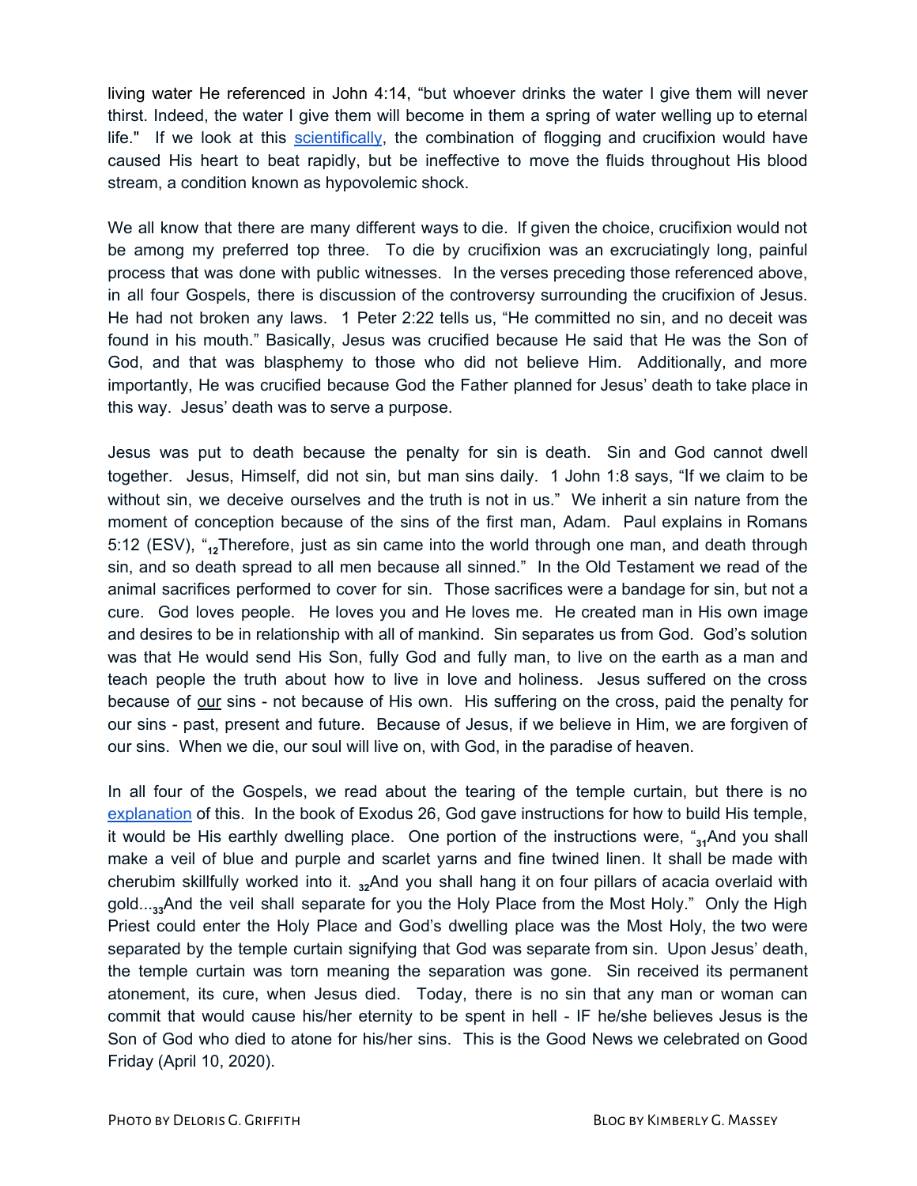living water He referenced in John 4:14, "but whoever drinks the water I give them will never thirst. Indeed, the water I give them will become in them a spring of water welling up to eternal life." If we look at this scientifically, the combination of flogging and crucifixion would have caused His heart to beat rapidly, but be ineffective to move the fluids throughout His blood stream, a condition known as hypovolemic shock.

We all know that there are many different ways to die. If given the choice, crucifixion would not be among my preferred top three. To die by crucifixion was an excruciatingly long, painful process that was done with public witnesses. In the verses preceding those referenced above, in all four Gospels, there is discussion of the controversy surrounding the crucifixion of Jesus. He had not broken any laws. 1 Peter 2:22 tells us, "He committed no sin, and no deceit was found in his mouth." Basically, Jesus was crucified because He said that He was the Son of God, and that was blasphemy to those who did not believe Him. Additionally, and more importantly, He was crucified because God the Father planned for Jesus' death to take place in this way. Jesus' death was to serve a purpose.

Jesus was put to death because the penalty for sin is death. Sin and God cannot dwell together. Jesus, Himself, did not sin, but man sins daily. 1 John 1:8 says, "If we claim to be without sin, we deceive ourselves and the truth is not in us." We inherit a sin nature from the moment of conception because of the sins of the first man, Adam. Paul explains in Romans 5:12 (ESV), "12 Therefore, just as sin came into the world through one man, and death through sin, and so death spread to all men because all sinned." In the Old Testament we read of the animal sacrifices performed to cover for sin. Those sacrifices were a bandage for sin, but not a cure. God loves people. He loves you and He loves me. He created man in His own image and desires to be in relationship with all of mankind. Sin separates us from God. God's solution was that He would send His Son, fully God and fully man, to live on the earth as a man and teach people the truth about how to live in love and holiness. Jesus suffered on the cross because of our sins - not because of His own. His suffering on the cross, paid the penalty for our sins - past, present and future. Because of Jesus, if we believe in Him, we are forgiven of our sins. When we die, our soul will live on, with God, in the paradise of heaven.

In all four of the Gospels, we read about the tearing of the temple curtain, but there is no explanation of this. In the book of Exodus 26, God gave instructions for how to build His temple, it would be His earthly dwelling place. One portion of the instructions were, "31 And you shall make a veil of blue and purple and scarlet yarns and fine twined linen. It shall be made with cherubim skillfully worked into it. 32 And you shall hang it on four pillars of acacia overlaid with gold...33 And the veil shall separate for you the Holy Place from the Most Holy." Only the High Priest could enter the Holy Place and God's dwelling place was the Most Holy, the two were separated by the temple curtain signifying that God was separate from sin. Upon Jesus' death, the temple curtain was torn meaning the separation was gone. Sin received its permanent atonement, its cure, when Jesus died. Today, there is no sin that any man or woman can commit that would cause his/her eternity to be spent in hell - IF he/she believes Jesus is the Son of God who died to atone for his/her sins. This is the Good News we celebrated on Good Friday (April 10, 2020).

Photo by Deloris G. Griffith

Blog by Kimberly G. Massey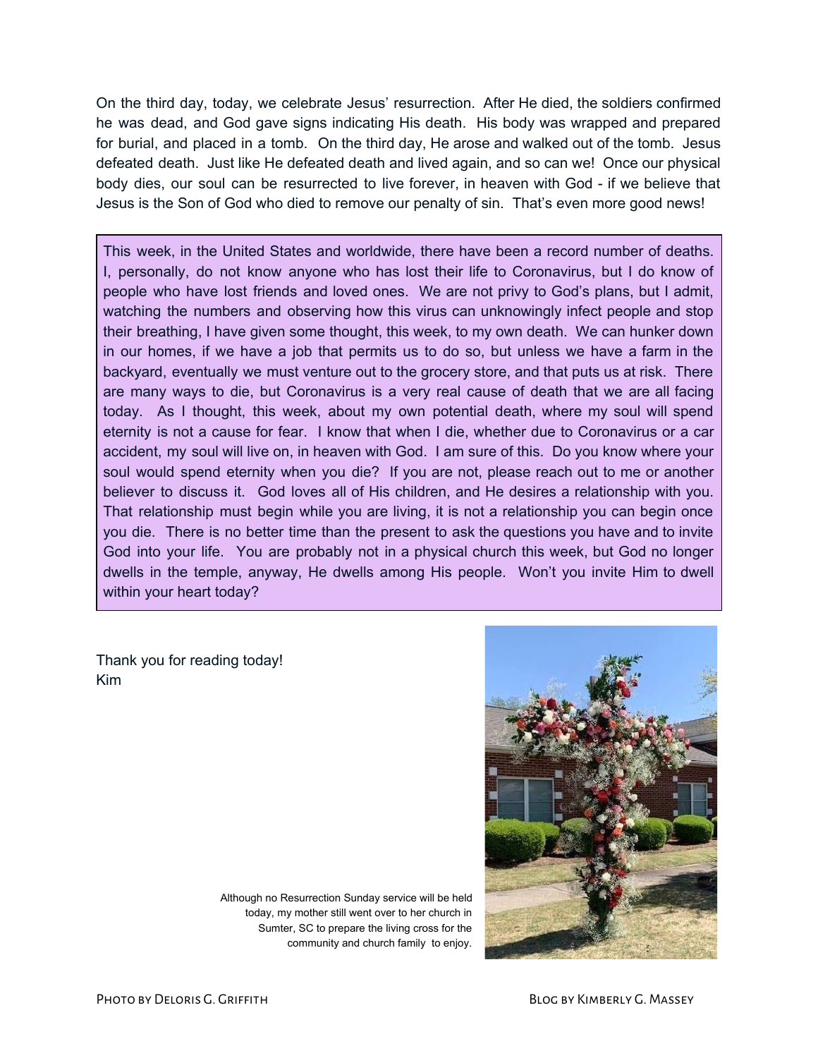On the third day, today, we celebrate Jesus' resurrection. After He died, the soldiers confirmed he was dead, and God gave signs indicating His death. His body was wrapped and prepared for burial, and placed in a tomb. On the third day, He arose and walked out of the tomb. Jesus defeated death. Just like He defeated death and lived again, and so can we! Once our physical body dies, our soul can be resurrected to live forever, in heaven with God - if we believe that Jesus is the Son of God who died to remove our penalty of sin. That's even more good news!

> This week, in the United States and worldwide, there have been a record number of deaths. I, personally, do not know anyone who has lost their life to Coronavirus, but I do know of people who have lost friends and loved ones. We are not privy to God's plans, but I admit, watching the numbers and observing how this virus can unknowingly infect people and stop their breathing, I have given some thought, this week, to my own death. We can hunker down in our homes, if we have a job that permits us to do so, but unless we have a farm in the backyard, eventually we must venture out to the grocery store, and that puts us at risk. There are many ways to die, but Coronavirus is a very real cause of death that we are all facing today. As I thought, this week, about my own potential death, where my soul will spend eternity is not a cause for fear. I know that when I die, whether due to Coronavirus or a car accident, my soul will live on, in heaven with God. I am sure of this. Do you know where your soul would spend eternity when you die? If you are not, please reach out to me or another believer to discuss it. God loves all of His children, and He desires a relationship with you. That relationship must begin while you are living, it is not a relationship you can begin once you die. There is no better time than the present to ask the questions you have and to invite God into your life. You are probably not in a physical church this week, but God no longer dwells in the temple, anyway, He dwells among His people. Won't you invite Him to dwell within your heart today?

Thank you for reading today!
Kim

Although no Resurrection Sunday service will be held today, my mother still went over to her church in Sumter, SC to prepare the living cross for the community and church family to enjoy.

Photo by Deloris G. Griffith

Blog by Kimberly G. Massey